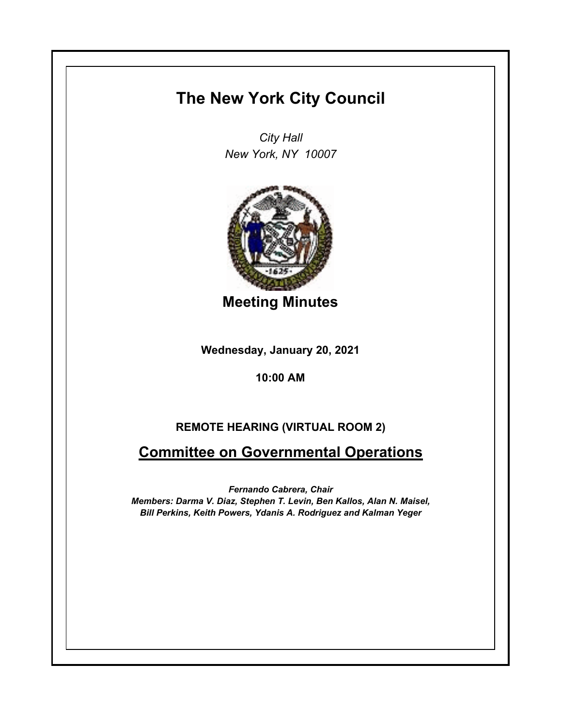# The New York City Council

*City Hall*
*New York, NY 10007*

## Meeting Minutes

**Wednesday, January 20, 2021**

**10:00 AM**

**REMOTE HEARING (VIRTUAL ROOM 2)**

## Committee on Governmental Operations

***Fernando Cabrera, Chair***
***Members: Darma V. Diaz, Stephen T. Levin, Ben Kallos, Alan N. Maisel, Bill Perkins, Keith Powers, Ydanis A. Rodriguez and Kalman Yeger***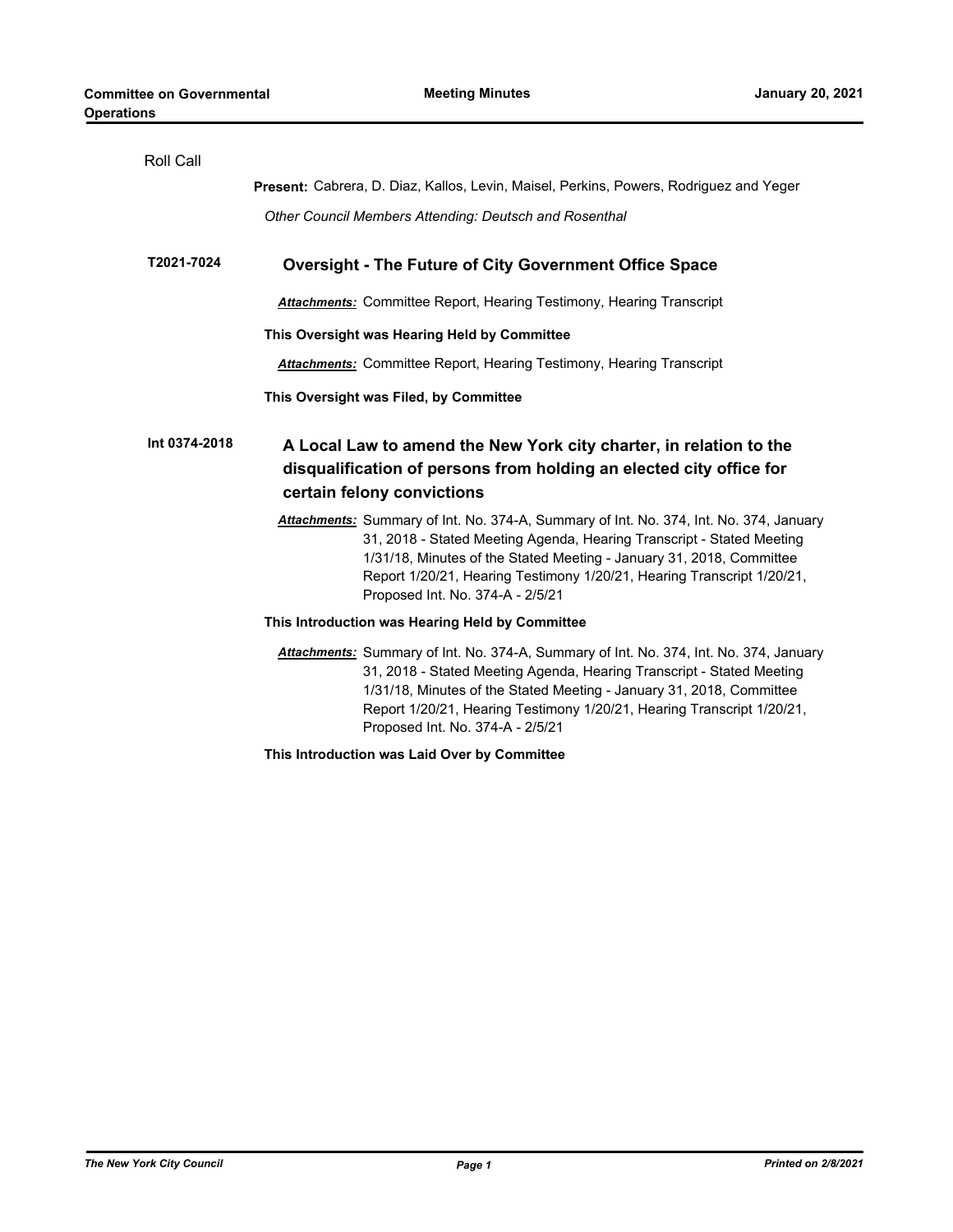Roll Call

**Present:** Cabrera, D. Diaz, Kallos, Levin, Maisel, Perkins, Powers, Rodriguez and Yeger

*Other Council Members Attending: Deutsch and Rosenthal*

**T2021-7024** **Oversight - The Future of City Government Office Space**

***Attachments:*** Committee Report, Hearing Testimony, Hearing Transcript

**This Oversight was Hearing Held by Committee**

***Attachments:*** Committee Report, Hearing Testimony, Hearing Transcript

**This Oversight was Filed, by Committee**

**Int 0374-2018** **A Local Law to amend the New York city charter, in relation to the disqualification of persons from holding an elected city office for certain felony convictions**

***Attachments:*** Summary of Int. No. 374-A, Summary of Int. No. 374, Int. No. 374, January 31, 2018 - Stated Meeting Agenda, Hearing Transcript - Stated Meeting 1/31/18, Minutes of the Stated Meeting - January 31, 2018, Committee Report 1/20/21, Hearing Testimony 1/20/21, Hearing Transcript 1/20/21, Proposed Int. No. 374-A - 2/5/21

**This Introduction was Hearing Held by Committee**

***Attachments:*** Summary of Int. No. 374-A, Summary of Int. No. 374, Int. No. 374, January 31, 2018 - Stated Meeting Agenda, Hearing Transcript - Stated Meeting 1/31/18, Minutes of the Stated Meeting - January 31, 2018, Committee Report 1/20/21, Hearing Testimony 1/20/21, Hearing Transcript 1/20/21, Proposed Int. No. 374-A - 2/5/21

**This Introduction was Laid Over by Committee**